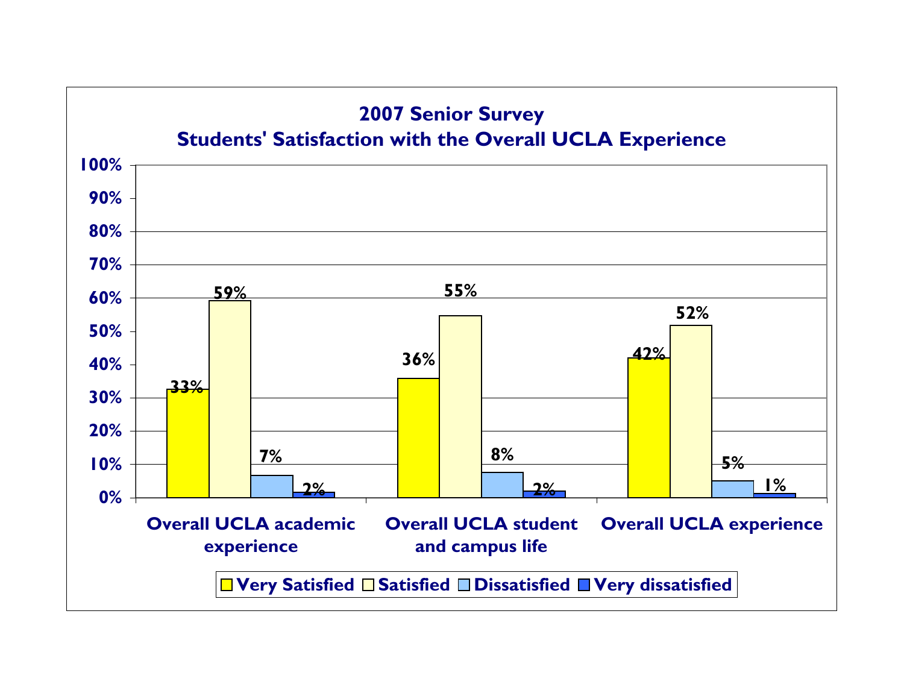# 2007 Senior Survey
## Students' Satisfaction with the Overall UCLA Experience

| | Very Satisfied | Satisfied | Dissatisfied | Very dissatisfied |
|---|---|---|---|---|
| Overall UCLA academic experience | 33% | 59% | 7% | 2% |
| Overall UCLA student and campus life | 36% | 55% | 8% | 2% |
| Overall UCLA experience | 42% | 52% | 5% | 1% |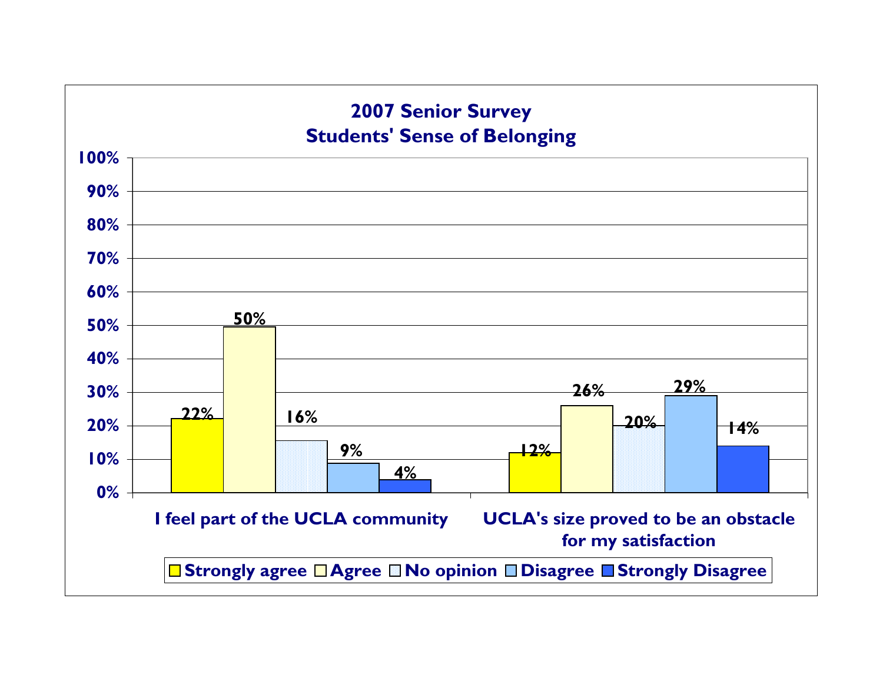## 2007 Senior Survey
## Students' Sense of Belonging

| | Strongly agree | Agree | No opinion | Disagree | Strongly Disagree |
|---|---|---|---|---|---|
| I feel part of the UCLA community | 22% | 50% | 16% | 9% | 4% |
| UCLA's size proved to be an obstacle for my satisfaction | 12% | 26% | 20% | 29% | 14% |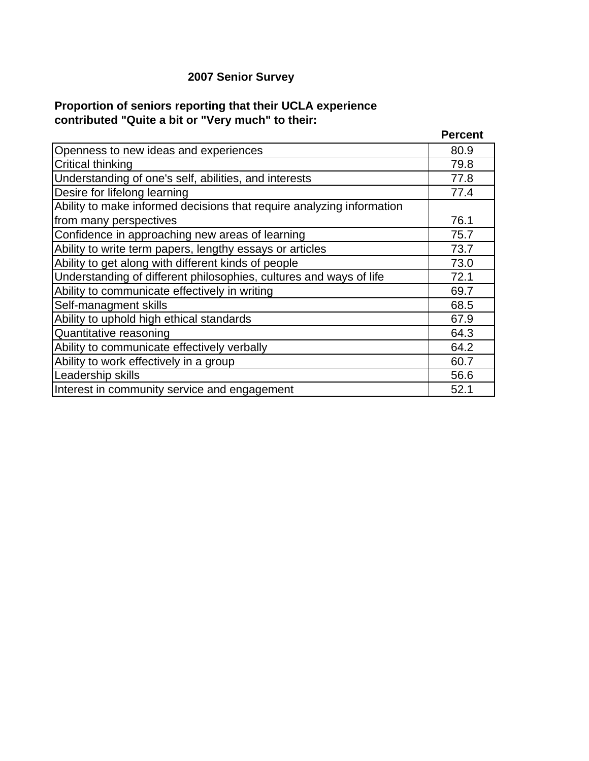**2007 Senior Survey**

**Proportion of seniors reporting that their UCLA experience contributed "Quite a bit or "Very much" to their:**

| | Percent |
|---|---|
| Openness to new ideas and experiences | 80.9 |
| Critical thinking | 79.8 |
| Understanding of one's self, abilities, and interests | 77.8 |
| Desire for lifelong learning | 77.4 |
| Ability to make informed decisions that require analyzing information from many perspectives | 76.1 |
| Confidence in approaching new areas of learning | 75.7 |
| Ability to write term papers, lengthy essays or articles | 73.7 |
| Ability to get along with different kinds of people | 73.0 |
| Understanding of different philosophies, cultures and ways of life | 72.1 |
| Ability to communicate effectively in writing | 69.7 |
| Self-managment skills | 68.5 |
| Ability to uphold high ethical standards | 67.9 |
| Quantitative reasoning | 64.3 |
| Ability to communicate effectively verbally | 64.2 |
| Ability to work effectively in a group | 60.7 |
| Leadership skills | 56.6 |
| Interest in community service and engagement | 52.1 |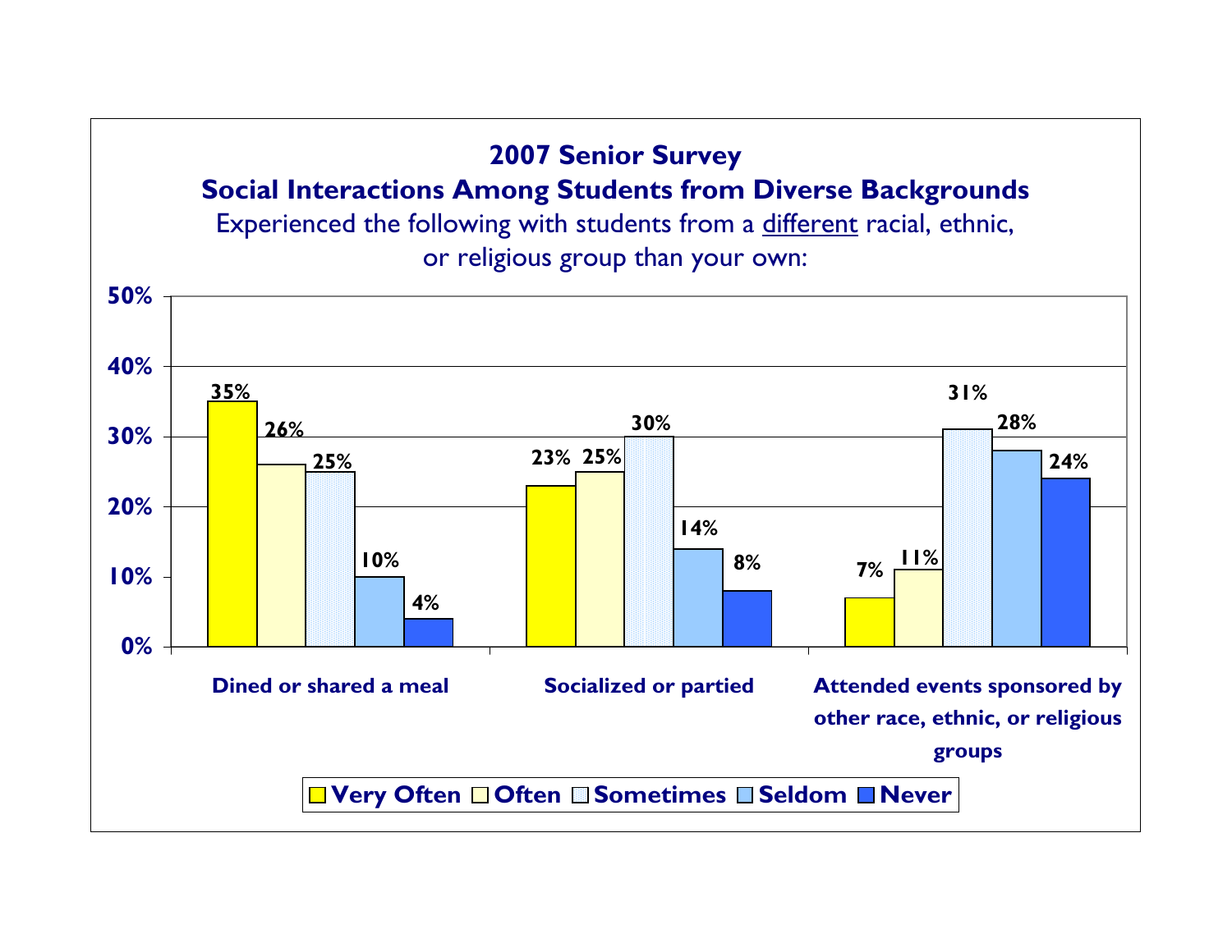## 2007 Senior Survey

### Social Interactions Among Students from Diverse Backgrounds

Experienced the following with students from a different racial, ethnic, or religious group than your own:

| | Very Often | Often | Sometimes | Seldom | Never |
|---|---|---|---|---|---|
| Dined or shared a meal | 35% | 26% | 25% | 10% | 4% |
| Socialized or partied | 23% | 25% | 30% | 14% | 8% |
| Attended events sponsored by other race, ethnic, or religious groups | 7% | 11% | 31% | 28% | 24% |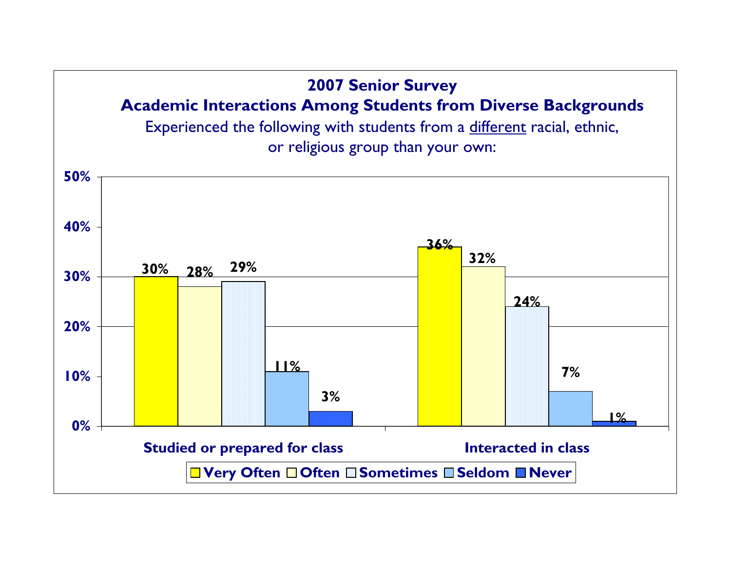## 2007 Senior Survey

### Academic Interactions Among Students from Diverse Backgrounds

Experienced the following with students from a <u>different</u> racial, ethnic, or religious group than your own:

| | Very Often | Often | Sometimes | Seldom | Never |
|---|---|---|---|---|---|
| Studied or prepared for class | 30% | 28% | 29% | 11% | 3% |
| Interacted in class | 36% | 32% | 24% | 7% | 1% |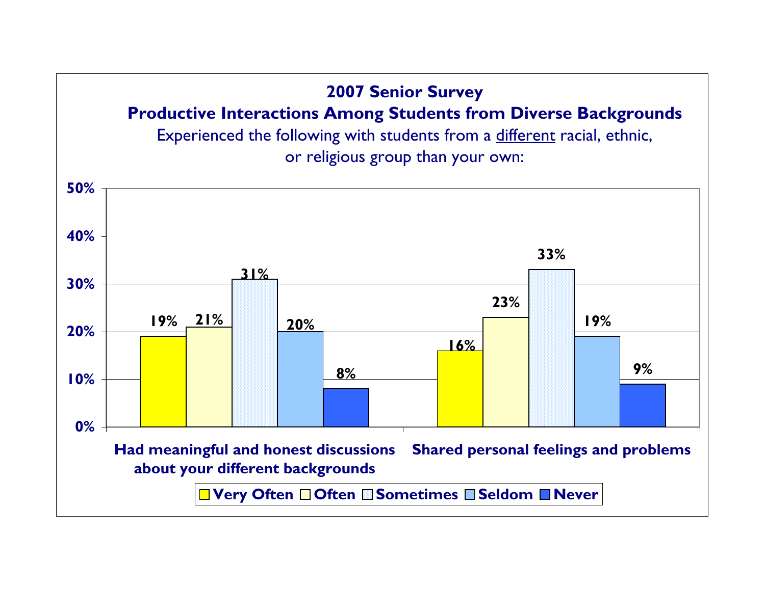## 2007 Senior Survey

### Productive Interactions Among Students from Diverse Backgrounds

Experienced the following with students from a different racial, ethnic, or religious group than your own:

| | Very Often | Often | Sometimes | Seldom | Never |
|---|---|---|---|---|---|
| Had meaningful and honest discussions about your different backgrounds | 19% | 21% | 31% | 20% | 8% |
| Shared personal feelings and problems | 16% | 23% | 33% | 19% | 9% |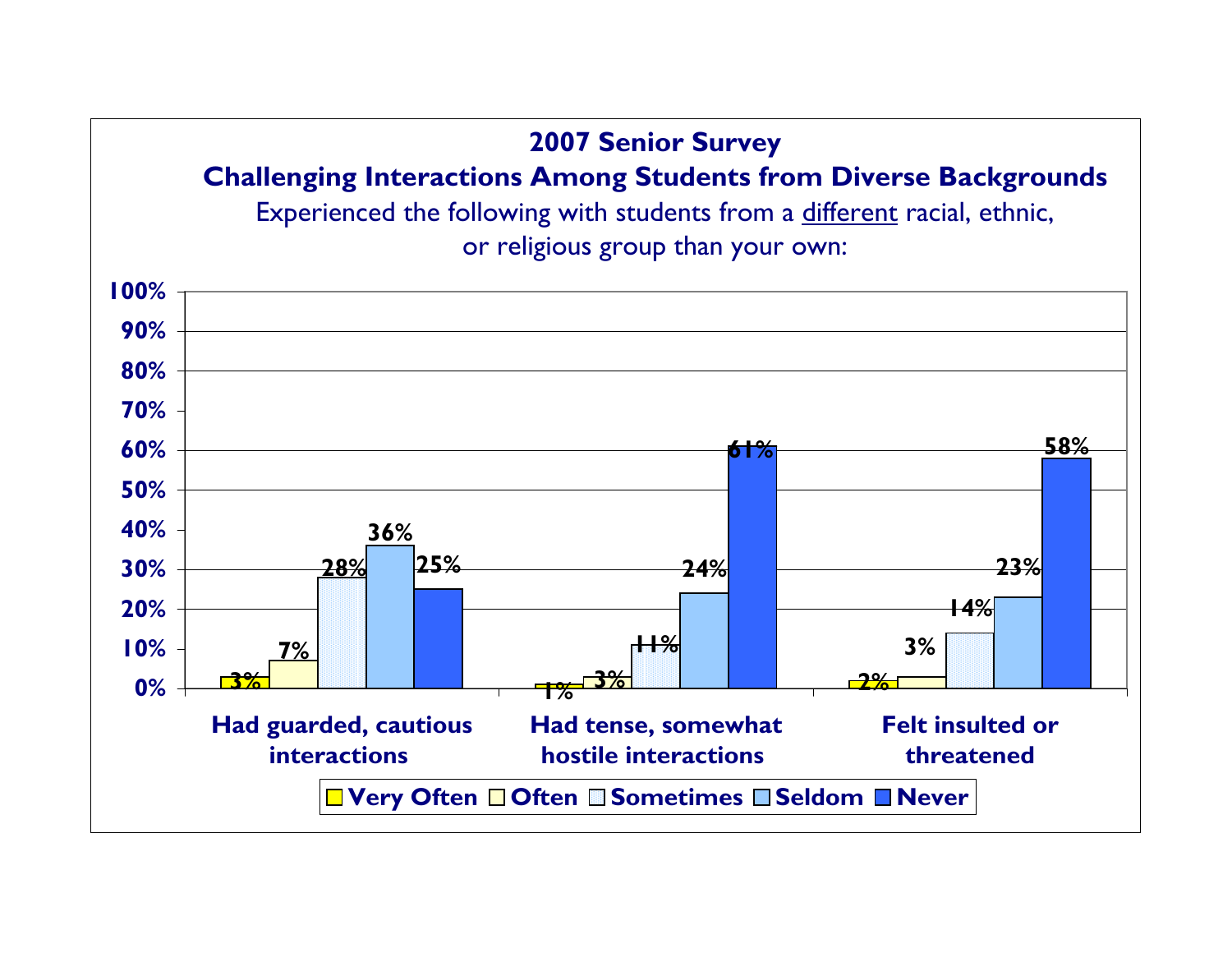# 2007 Senior Survey

## Challenging Interactions Among Students from Diverse Backgrounds

Experienced the following with students from a different racial, ethnic, or religious group than your own:

| | Very Often | Often | Sometimes | Seldom | Never |
|---|---|---|---|---|---|
| Had guarded, cautious interactions | 3% | 7% | 28% | 36% | 25% |
| Had tense, somewhat hostile interactions | 1% | 3% | 11% | 24% | 61% |
| Felt insulted or threatened | 2% | 3% | 14% | 23% | 58% |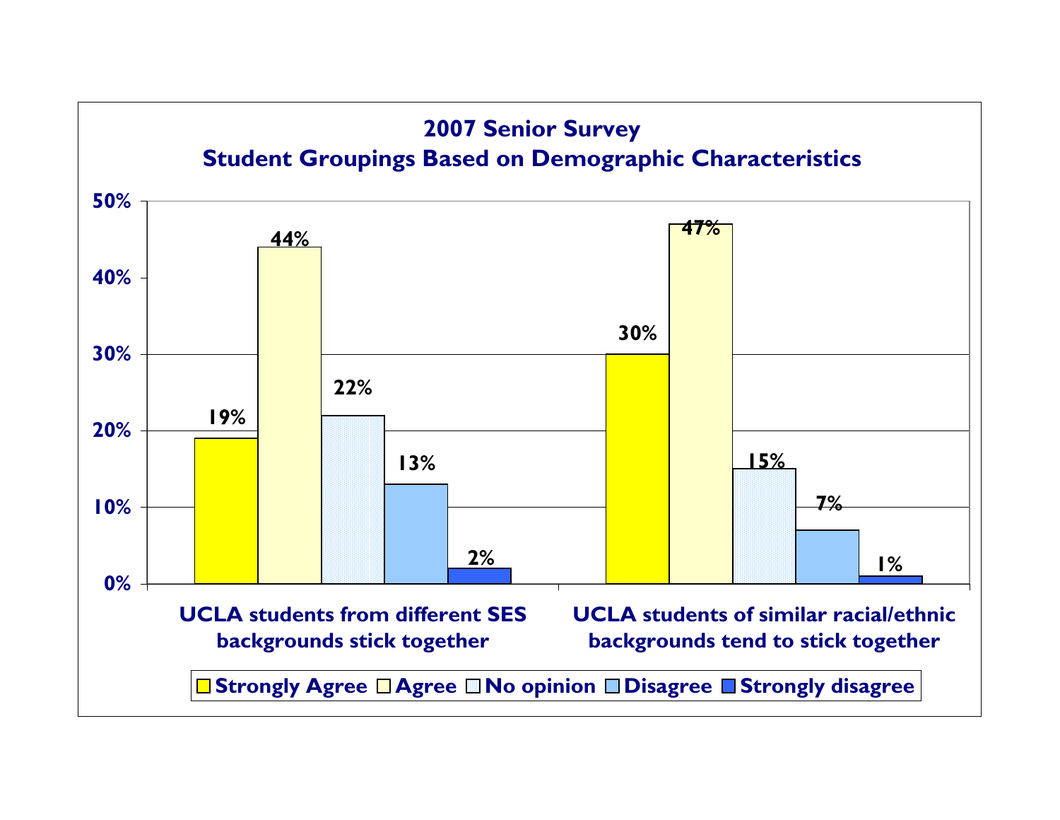## 2007 Senior Survey
## Student Groupings Based on Demographic Characteristics

| | Strongly Agree | Agree | No opinion | Disagree | Strongly disagree |
|---|---|---|---|---|---|
| UCLA students from different SES backgrounds stick together | 19% | 44% | 22% | 13% | 2% |
| UCLA students of similar racial/ethnic backgrounds tend to stick together | 30% | 47% | 15% | 7% | 1% |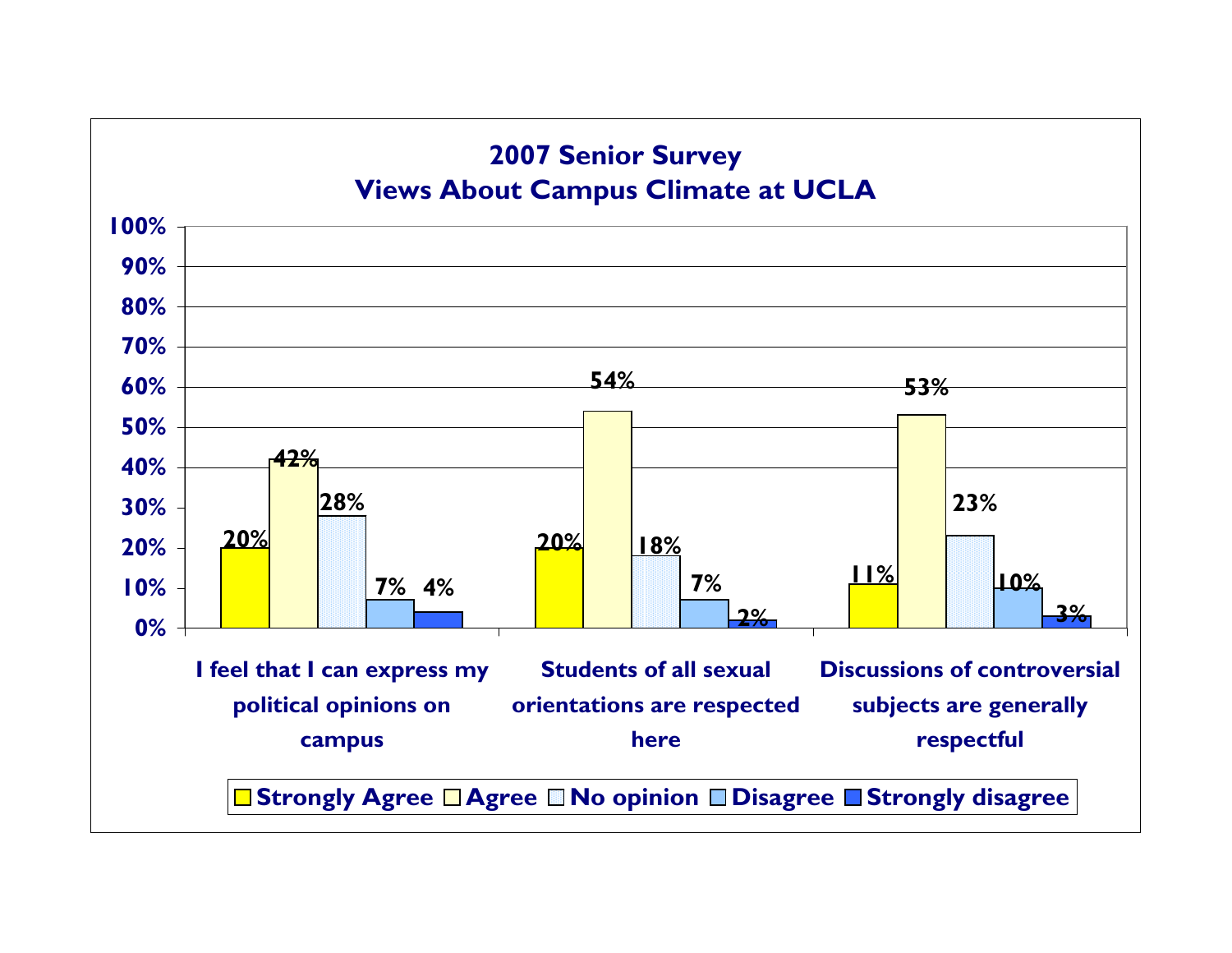## 2007 Senior Survey
## Views About Campus Climate at UCLA

| | Strongly Agree | Agree | No opinion | Disagree | Strongly disagree |
|---|---|---|---|---|---|
| I feel that I can express my political opinions on campus | 20% | 42% | 28% | 7% | 4% |
| Students of all sexual orientations are respected here | 20% | 54% | 18% | 7% | 2% |
| Discussions of controversial subjects are generally respectful | 11% | 53% | 23% | 10% | 3% |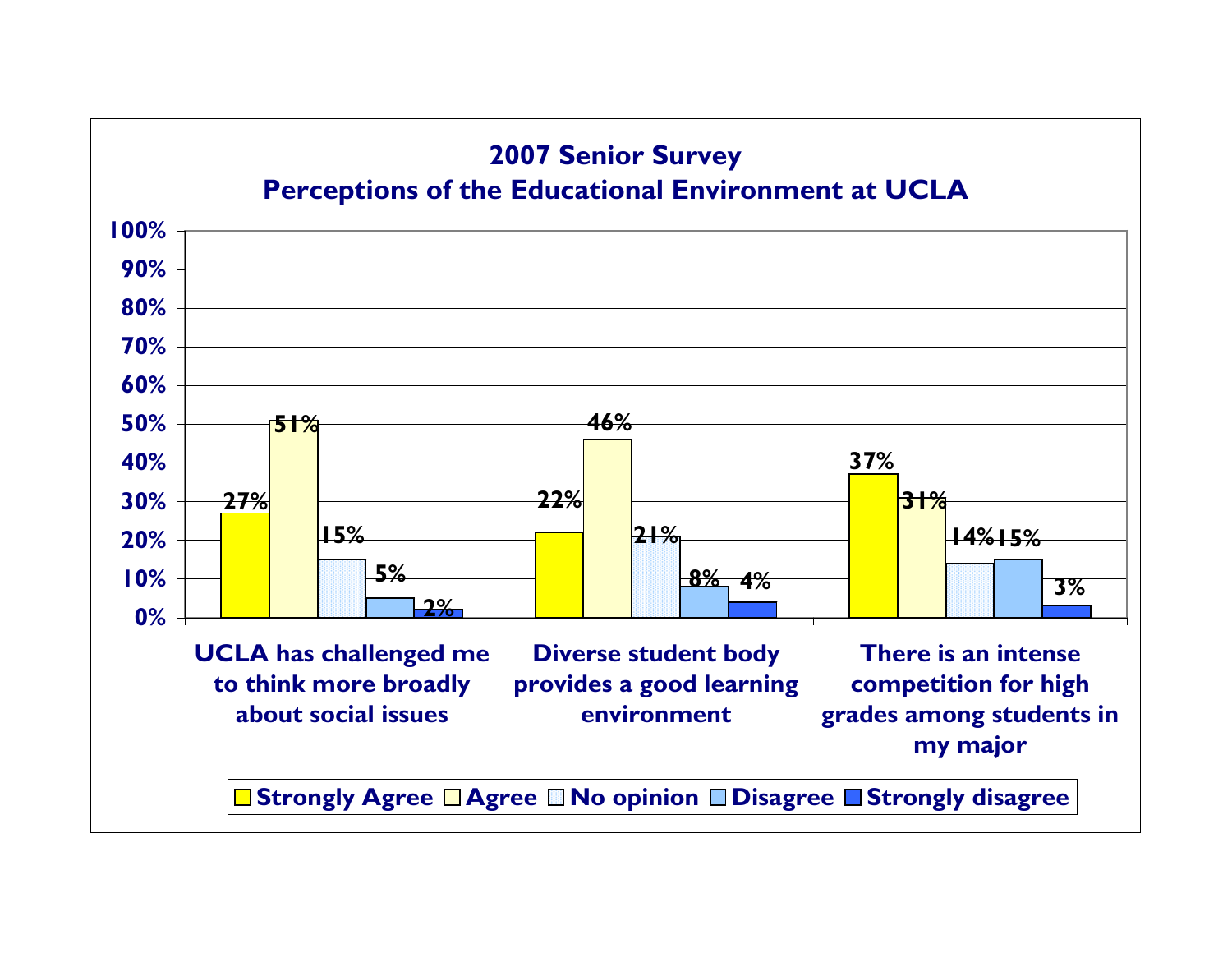## 2007 Senior Survey
## Perceptions of the Educational Environment at UCLA

| | Strongly Agree | Agree | No opinion | Disagree | Strongly disagree |
|---|---|---|---|---|---|
| UCLA has challenged me to think more broadly about social issues | 27% | 51% | 15% | 5% | 2% |
| Diverse student body provides a good learning environment | 22% | 46% | 21% | 8% | 4% |
| There is an intense competition for high grades among students in my major | 37% | 31% | 14% | 15% | 3% |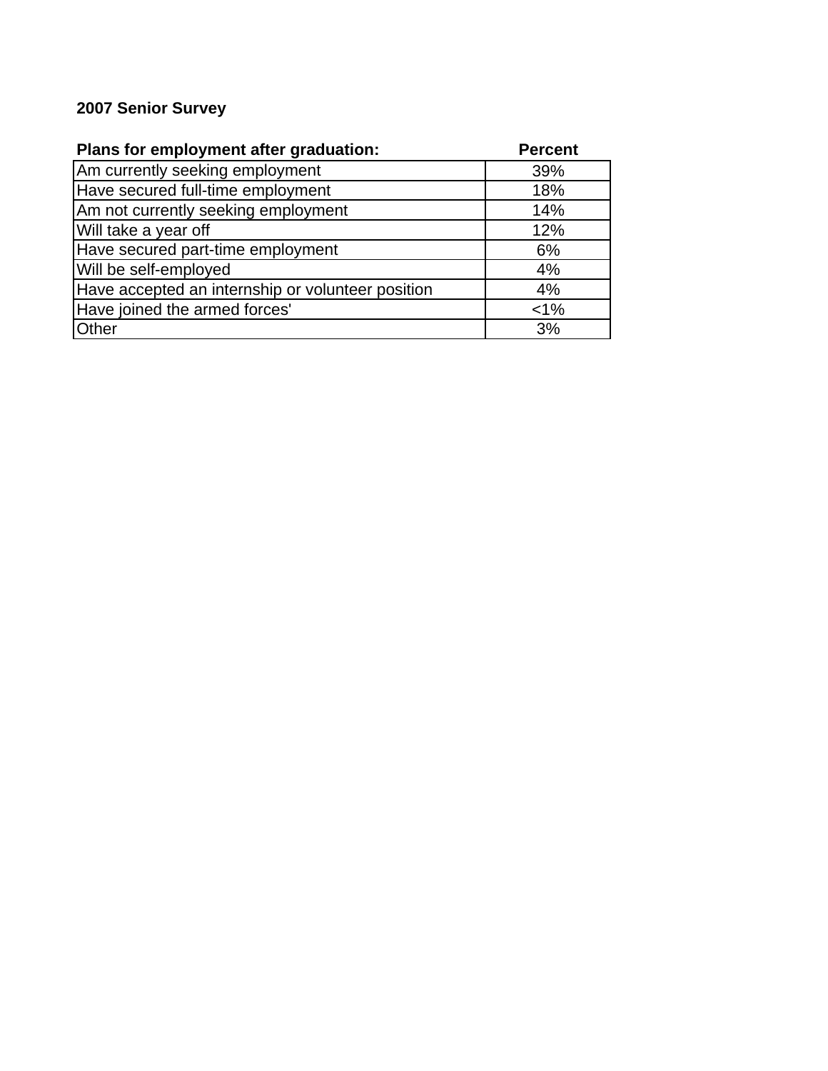**2007 Senior Survey**

| Plans for employment after graduation: | Percent |
|---|---|
| Am currently seeking employment | 39% |
| Have secured full-time employment | 18% |
| Am not currently seeking employment | 14% |
| Will take a year off | 12% |
| Have secured part-time employment | 6% |
| Will be self-employed | 4% |
| Have accepted an internship or volunteer position | 4% |
| Have joined the armed forces' | <1% |
| Other | 3% |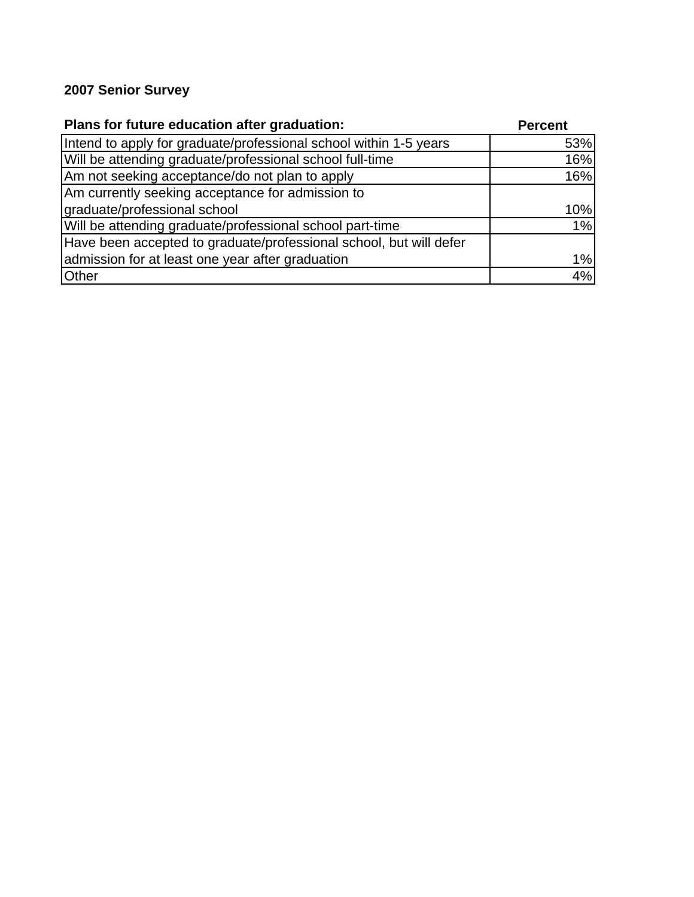**2007 Senior Survey**

| Plans for future education after graduation: | Percent |
|---|---|
| Intend to apply for graduate/professional school within 1-5 years | 53% |
| Will be attending graduate/professional school full-time | 16% |
| Am not seeking acceptance/do not plan to apply | 16% |
| Am currently seeking acceptance for admission to graduate/professional school | 10% |
| Will be attending graduate/professional school part-time | 1% |
| Have been accepted to graduate/professional school, but will defer admission for at least one year after graduation | 1% |
| Other | 4% |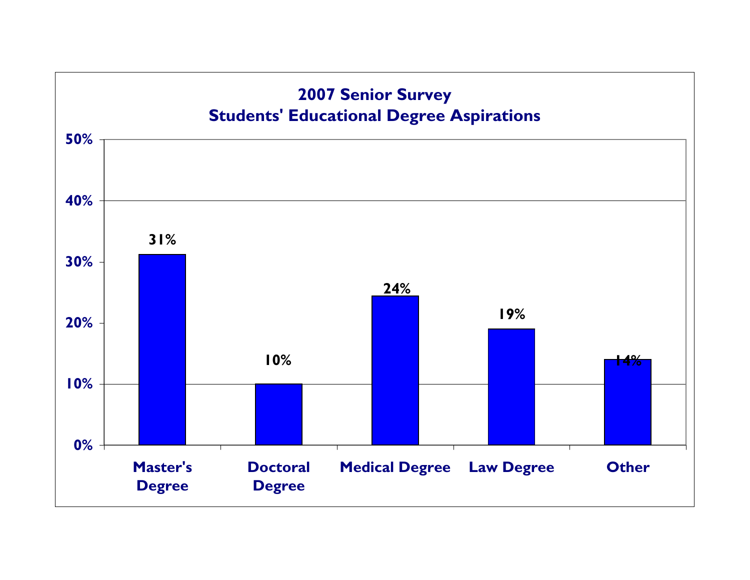## 2007 Senior Survey
## Students' Educational Degree Aspirations

| Degree | Percentage |
| --- | --- |
| Master's Degree | 31% |
| Doctoral Degree | 10% |
| Medical Degree | 24% |
| Law Degree | 19% |
| Other | 14% |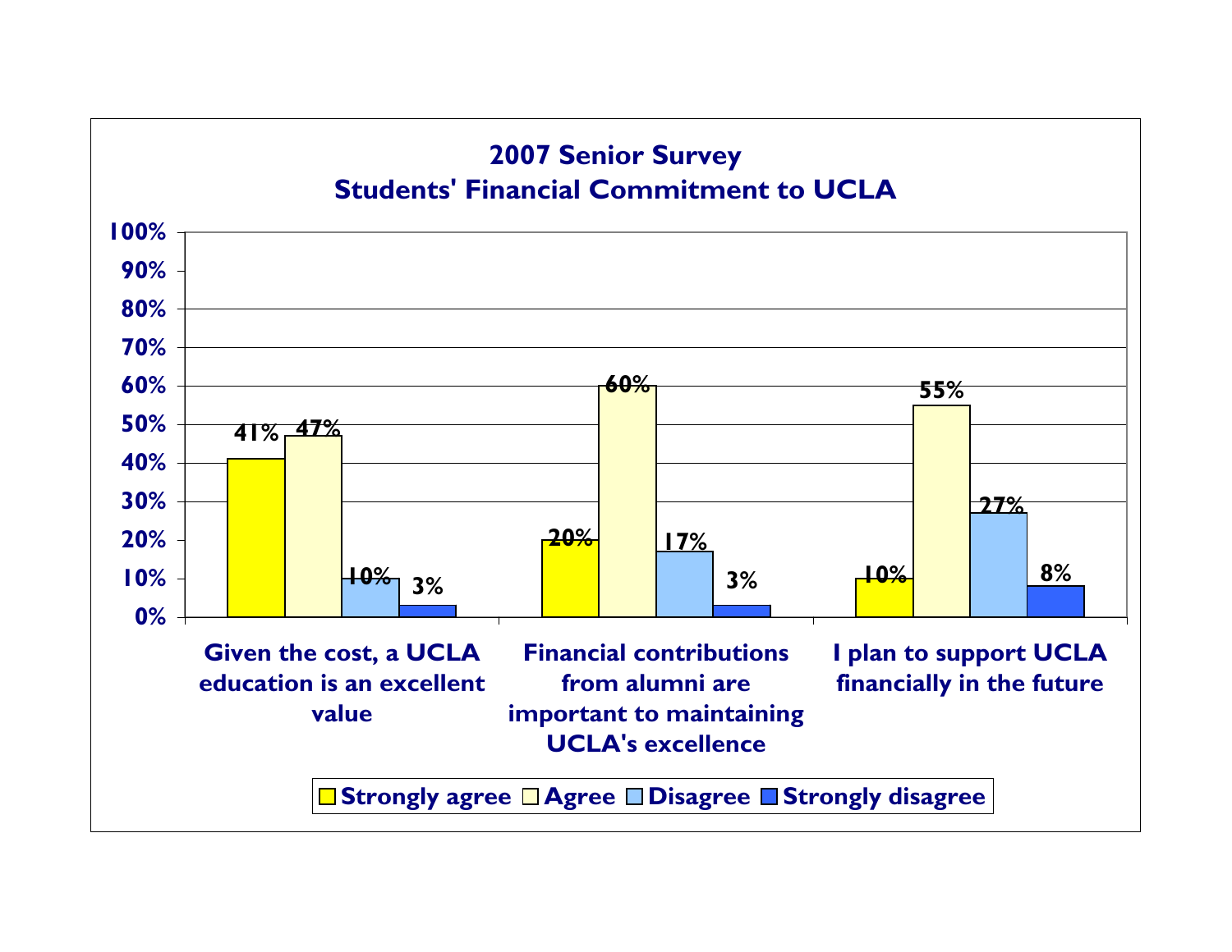## 2007 Senior Survey
## Students' Financial Commitment to UCLA

| | Strongly agree | Agree | Disagree | Strongly disagree |
|---|---|---|---|---|
| Given the cost, a UCLA education is an excellent value | 41% | 47% | 10% | 3% |
| Financial contributions from alumni are important to maintaining UCLA's excellence | 20% | 60% | 17% | 3% |
| I plan to support UCLA financially in the future | 10% | 55% | 27% | 8% |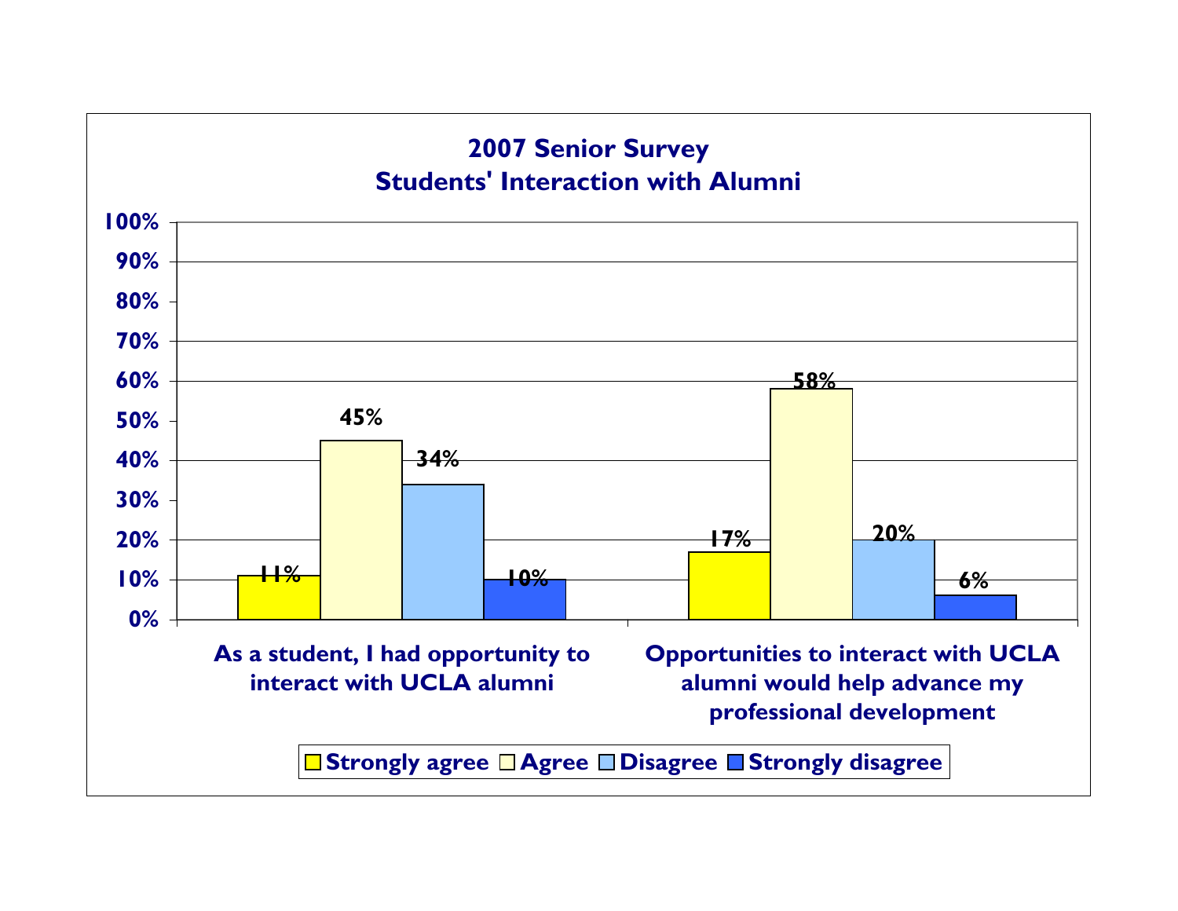# 2007 Senior Survey
## Students' Interaction with Alumni

| | Strongly agree | Agree | Disagree | Strongly disagree |
|---|---|---|---|---|
| As a student, I had opportunity to interact with UCLA alumni | 11% | 45% | 34% | 10% |
| Opportunities to interact with UCLA alumni would help advance my professional development | 17% | 58% | 20% | 6% |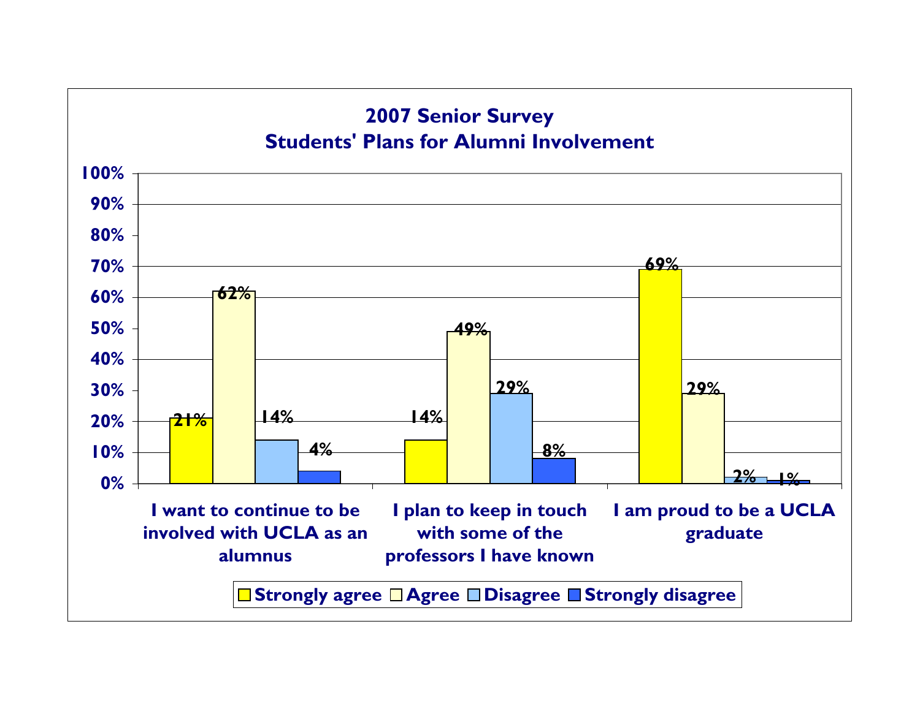2007 Senior Survey
Students' Plans for Alumni Involvement

100%
90%
80%
70%
60%
50%
40%
30%
20%
10%
0%

21%
62%
14%
4%
14%
49%
29%
8%
69%
29%
2%
1%

I want to continue to be involved with UCLA as an alumnus

I plan to keep in touch with some of the professors I have known

I am proud to be a UCLA graduate

Strongly agree
Agree
Disagree
Strongly disagree